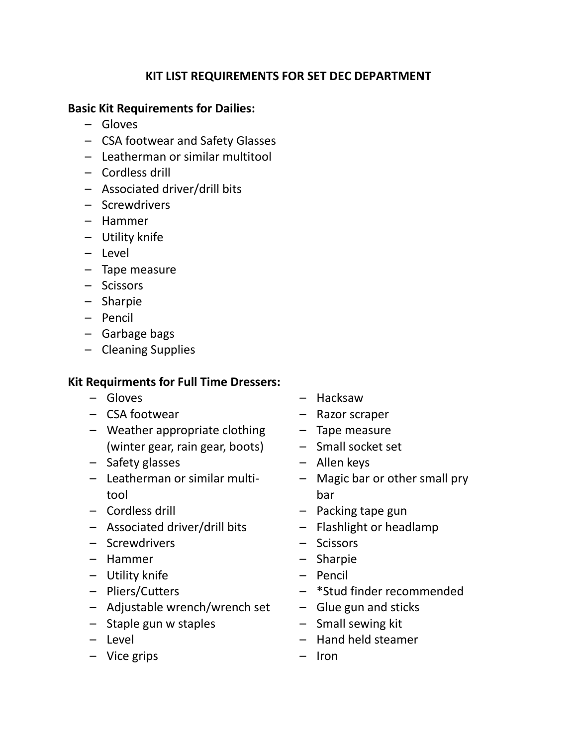# KIT LIST REQUIREMENTS FOR SET DEC DEPARTMENT

**Basic Kit Requirements for Dailies:**

- Gloves
- CSA footwear and Safety Glasses
- Leatherman or similar multitool
- Cordless drill
- Associated driver/drill bits
- Screwdrivers
- Hammer
- Utility knife
- Level
- Tape measure
- Scissors
- Sharpie
- Pencil
- Garbage bags
- Cleaning Supplies

**Kit Requirments for Full Time Dressers:**

- Gloves
- CSA footwear
- Weather appropriate clothing (winter gear, rain gear, boots)
- Safety glasses
- Leatherman or similar multi-tool
- Cordless drill
- Associated driver/drill bits
- Screwdrivers
- Hammer
- Utility knife
- Pliers/Cutters
- Adjustable wrench/wrench set
- Staple gun w staples
- Level
- Vice grips
- Hacksaw
- Razor scraper
- Tape measure
- Small socket set
- Allen keys
- Magic bar or other small pry bar
- Packing tape gun
- Flashlight or headlamp
- Scissors
- Sharpie
- Pencil
- *Stud finder recommended
- Glue gun and sticks
- Small sewing kit
- Hand held steamer
- Iron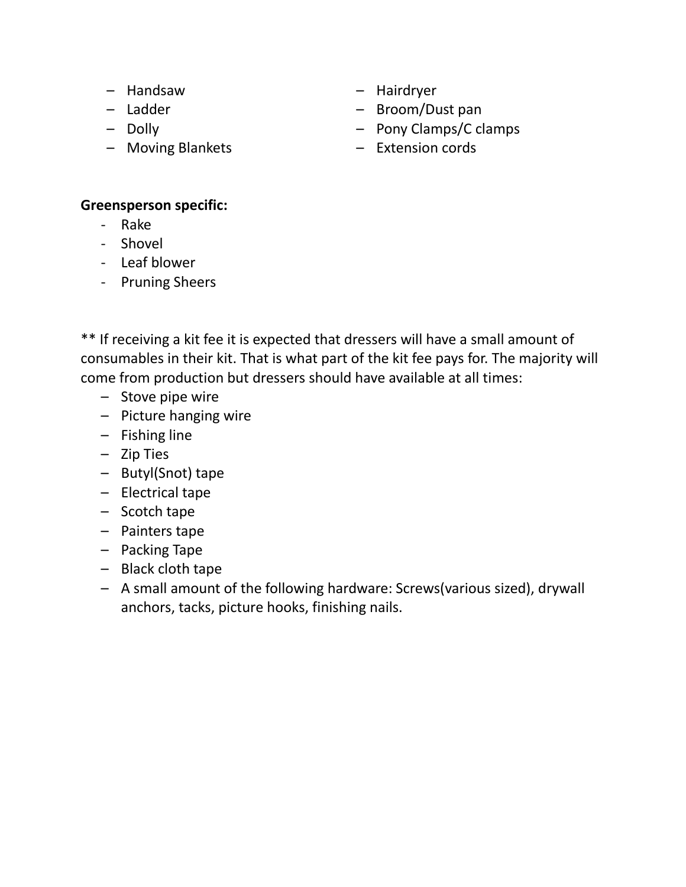- Handsaw
- Ladder
- Dolly
- Moving Blankets
- Hairdryer
- Broom/Dust pan
- Pony Clamps/C clamps
- Extension cords

**Greensperson specific:**

- Rake
- Shovel
- Leaf blower
- Pruning Sheers

** If receiving a kit fee it is expected that dressers will have a small amount of consumables in their kit. That is what part of the kit fee pays for. The majority will come from production but dressers should have available at all times:

- Stove pipe wire
- Picture hanging wire
- Fishing line
- Zip Ties
- Butyl(Snot) tape
- Electrical tape
- Scotch tape
- Painters tape
- Packing Tape
- Black cloth tape
- A small amount of the following hardware: Screws(various sized), drywall anchors, tacks, picture hooks, finishing nails.